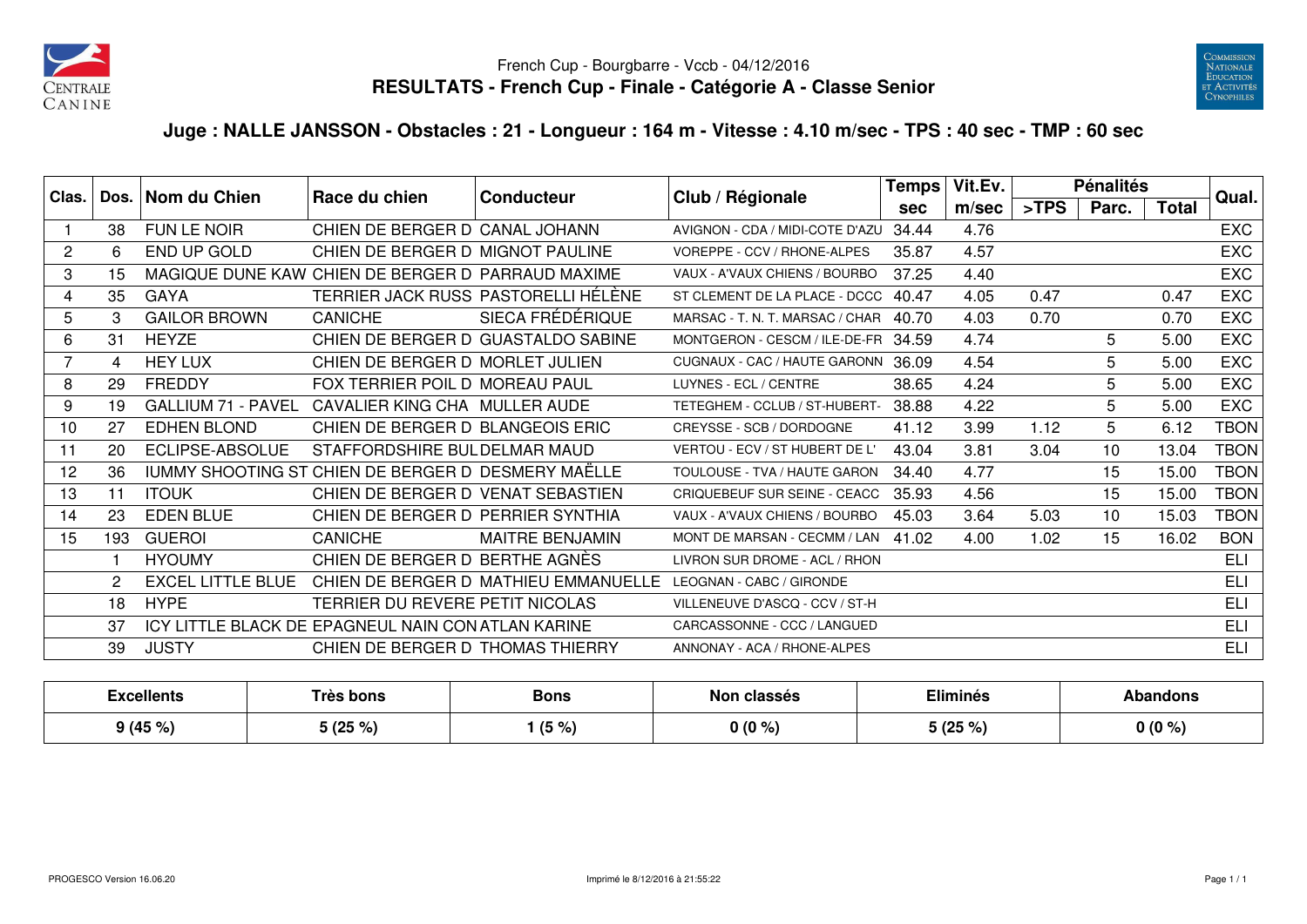French Cup - Bourgbarre - Vccb - 04/12/2016

## RESULTATS - French Cup - Finale - Catégorie A - Classe Senior

### Juge : NALLE JANSSON - Obstacles : 21 - Longueur : 164 m - Vitesse : 4.10 m/sec - TPS : 40 sec - TMP : 60 sec

| Clas. | Dos. | Nom du Chien | Race du chien | Conducteur | Club / Régionale | Temps sec | Vit.Ev. m/sec | Pénalités >TPS | Parc. | Total | Qual. |
|---|---|---|---|---|---|---|---|---|---|---|---|
| 1 | 38 | FUN LE NOIR | CHIEN DE BERGER D | CANAL JOHANN | AVIGNON - CDA / MIDI-COTE D'AZU | 34.44 | 4.76 | | | | EXC |
| 2 | 6 | END UP GOLD | CHIEN DE BERGER D | MIGNOT PAULINE | VOREPPE - CCV / RHONE-ALPES | 35.87 | 4.57 | | | | EXC |
| 3 | 15 | MAGIQUE DUNE KAW | CHIEN DE BERGER D | PARRAUD MAXIME | VAUX - A'VAUX CHIENS / BOURBO | 37.25 | 4.40 | | | | EXC |
| 4 | 35 | GAYA | TERRIER JACK RUSS | PASTORELLI HÉLÈNE | ST CLEMENT DE LA PLACE - DCCC | 40.47 | 4.05 | 0.47 | | 0.47 | EXC |
| 5 | 3 | GAILOR BROWN | CANICHE | SIECA FRÉDÉRIQUE | MARSAC - T. N. T. MARSAC / CHAR | 40.70 | 4.03 | 0.70 | | 0.70 | EXC |
| 6 | 31 | HEYZE | CHIEN DE BERGER D | GUASTALDO SABINE | MONTGERON - CESCM / ILE-DE-FR | 34.59 | 4.74 | | 5 | 5.00 | EXC |
| 7 | 4 | HEY LUX | CHIEN DE BERGER D | MORLET JULIEN | CUGNAUX - CAC / HAUTE GARONN | 36.09 | 4.54 | | 5 | 5.00 | EXC |
| 8 | 29 | FREDDY | FOX TERRIER POIL D | MOREAU PAUL | LUYNES - ECL / CENTRE | 38.65 | 4.24 | | 5 | 5.00 | EXC |
| 9 | 19 | GALLIUM 71 - PAVEL | CAVALIER KING CHA | MULLER AUDE | TETEGHEM - CCLUB / ST-HUBERT- | 38.88 | 4.22 | | 5 | 5.00 | EXC |
| 10 | 27 | EDHEN BLOND | CHIEN DE BERGER D | BLANGEOIS ERIC | CREYSSE - SCB / DORDOGNE | 41.12 | 3.99 | 1.12 | 5 | 6.12 | TBON |
| 11 | 20 | ECLIPSE-ABSOLUE | STAFFORDSHIRE BUL | DELMAR MAUD | VERTOU - ECV / ST HUBERT DE L' | 43.04 | 3.81 | 3.04 | 10 | 13.04 | TBON |
| 12 | 36 | IUMMY SHOOTING ST | CHIEN DE BERGER D | DESMERY MAËLLE | TOULOUSE - TVA / HAUTE GARON | 34.40 | 4.77 | | 15 | 15.00 | TBON |
| 13 | 11 | ITOUK | CHIEN DE BERGER D | VENAT SEBASTIEN | CRIQUEBEUF SUR SEINE - CEACC | 35.93 | 4.56 | | 15 | 15.00 | TBON |
| 14 | 23 | EDEN BLUE | CHIEN DE BERGER D | PERRIER SYNTHIA | VAUX - A'VAUX CHIENS / BOURBO | 45.03 | 3.64 | 5.03 | 10 | 15.03 | TBON |
| 15 | 193 | GUEROI | CANICHE | MAITRE BENJAMIN | MONT DE MARSAN - CECMM / LAN | 41.02 | 4.00 | 1.02 | 15 | 16.02 | BON |
| | 1 | HYOUMY | CHIEN DE BERGER D | BERTHE AGNÈS | LIVRON SUR DROME - ACL / RHON | | | | | | ELI |
| | 2 | EXCEL LITTLE BLUE | CHIEN DE BERGER D | MATHIEU EMMANUELLE | LEOGNAN - CABC / GIRONDE | | | | | | ELI |
| | 18 | HYPE | TERRIER DU REVERE | PETIT NICOLAS | VILLENEUVE D'ASCQ - CCV / ST-H | | | | | | ELI |
| | 37 | ICY LITTLE BLACK DE | EPAGNEUL NAIN CON | ATLAN KARINE | CARCASSONNE - CCC / LANGUED | | | | | | ELI |
| | 39 | JUSTY | CHIEN DE BERGER D | THOMAS THIERRY | ANNONAY - ACA / RHONE-ALPES | | | | | | ELI |

| Excellents | Très bons | Bons | Non classés | Eliminés | Abandons |
|---|---|---|---|---|---|
| 9 (45 %) | 5 (25 %) | 1 (5 %) | 0 (0 %) | 5 (25 %) | 0 (0 %) |

PROGESCO Version 16.06.20 — Imprimé le 8/12/2016 à 21:55:22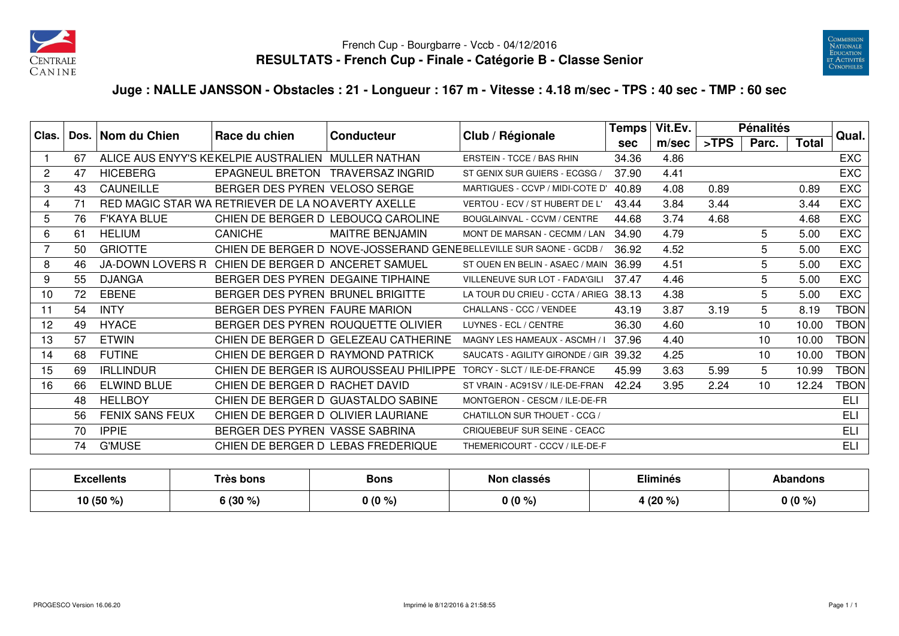French Cup - Bourgbarre - Vccb - 04/12/2016

# RESULTATS - French Cup - Finale - Catégorie B - Classe Senior

## Juge : NALLE JANSSON - Obstacles : 21 - Longueur : 167 m - Vitesse : 4.18 m/sec - TPS : 40 sec - TMP : 60 sec

| Clas. | Dos. | Nom du Chien | Race du chien | Conducteur | Club / Régionale | Temps sec | Vit.Ev. m/sec | Pénalités >TPS | Pénalités Parc. | Pénalités Total | Qual. |
|---|---|---|---|---|---|---|---|---|---|---|---|
| 1 | 67 | ALICE AUS ENYY'S KE | KELPIE AUSTRALIEN | MULLER NATHAN | ERSTEIN - TCCE / BAS RHIN | 34.36 | 4.86 | | | | EXC |
| 2 | 47 | HICEBERG | EPAGNEUL BRETON | TRAVERSAZ INGRID | ST GENIX SUR GUIERS - ECGSG / | 37.90 | 4.41 | | | | EXC |
| 3 | 43 | CAUNEILLE | BERGER DES PYREN | VELOSO SERGE | MARTIGUES - CCVP / MIDI-COTE D' | 40.89 | 4.08 | 0.89 | | 0.89 | EXC |
| 4 | 71 | RED MAGIC STAR WA | RETRIEVER DE LA NO | AVERTY AXELLE | VERTOU - ECV / ST HUBERT DE L' | 43.44 | 3.84 | 3.44 | | 3.44 | EXC |
| 5 | 76 | F'KAYA BLUE | CHIEN DE BERGER D | LEBOUCQ CAROLINE | BOUGLAINVAL - CCVM / CENTRE | 44.68 | 3.74 | 4.68 | | 4.68 | EXC |
| 6 | 61 | HELIUM | CANICHE | MAITRE BENJAMIN | MONT DE MARSAN - CECMM / LAN | 34.90 | 4.79 | | 5 | 5.00 | EXC |
| 7 | 50 | GRIOTTE | CHIEN DE BERGER D | NOVE-JOSSERAND GENE | BELLEVILLE SUR SAONE - GCDB / | 36.92 | 4.52 | | 5 | 5.00 | EXC |
| 8 | 46 | JA-DOWN LOVERS R | CHIEN DE BERGER D | ANCERET SAMUEL | ST OUEN EN BELIN - ASAEC / MAIN | 36.99 | 4.51 | | 5 | 5.00 | EXC |
| 9 | 55 | DJANGA | BERGER DES PYREN | DEGAINE TIPHAINE | VILLENEUVE SUR LOT - FADA'GILI | 37.47 | 4.46 | | 5 | 5.00 | EXC |
| 10 | 72 | EBENE | BERGER DES PYREN | BRUNEL BRIGITTE | LA TOUR DU CRIEU - CCTA / ARIEG | 38.13 | 4.38 | | 5 | 5.00 | EXC |
| 11 | 54 | INTY | BERGER DES PYREN | FAURE MARION | CHALLANS - CCC / VENDEE | 43.19 | 3.87 | 3.19 | 5 | 8.19 | TBON |
| 12 | 49 | HYACE | BERGER DES PYREN | ROUQUETTE OLIVIER | LUYNES - ECL / CENTRE | 36.30 | 4.60 | | 10 | 10.00 | TBON |
| 13 | 57 | ETWIN | CHIEN DE BERGER D | GELEZEAU CATHERINE | MAGNY LES HAMEAUX - ASCMH / I | 37.96 | 4.40 | | 10 | 10.00 | TBON |
| 14 | 68 | FUTINE | CHIEN DE BERGER D | RAYMOND PATRICK | SAUCATS - AGILITY GIRONDE / GIR | 39.32 | 4.25 | | 10 | 10.00 | TBON |
| 15 | 69 | IRLLINDUR | CHIEN DE BERGER IS | AUROUSSEAU PHILIPPE | TORCY - SLCT / ILE-DE-FRANCE | 45.99 | 3.63 | 5.99 | 5 | 10.99 | TBON |
| 16 | 66 | ELWIND BLUE | CHIEN DE BERGER D | RACHET DAVID | ST VRAIN - AC91SV / ILE-DE-FRAN | 42.24 | 3.95 | 2.24 | 10 | 12.24 | TBON |
| | 48 | HELLBOY | CHIEN DE BERGER D | GUASTALDO SABINE | MONTGERON - CESCM / ILE-DE-FR | | | | | | ELI |
| | 56 | FENIX SANS FEUX | CHIEN DE BERGER D | OLIVIER LAURIANE | CHATILLON SUR THOUET - CCG / | | | | | | ELI |
| | 70 | IPPIE | BERGER DES PYREN | VASSE SABRINA | CRIQUEBEUF SUR SEINE - CEACC | | | | | | ELI |
| | 74 | G'MUSE | CHIEN DE BERGER D | LEBAS FREDERIQUE | THEMERICOURT - CCCV / ILE-DE-F | | | | | | ELI |

| Excellents | Très bons | Bons | Non classés | Eliminés | Abandons |
|---|---|---|---|---|---|
| 10 (50 %) | 6 (30 %) | 0 (0 %) | 0 (0 %) | 4 (20 %) | 0 (0 %) |

PROGESCO Version 16.06.20 — Imprimé le 8/12/2016 à 21:58:55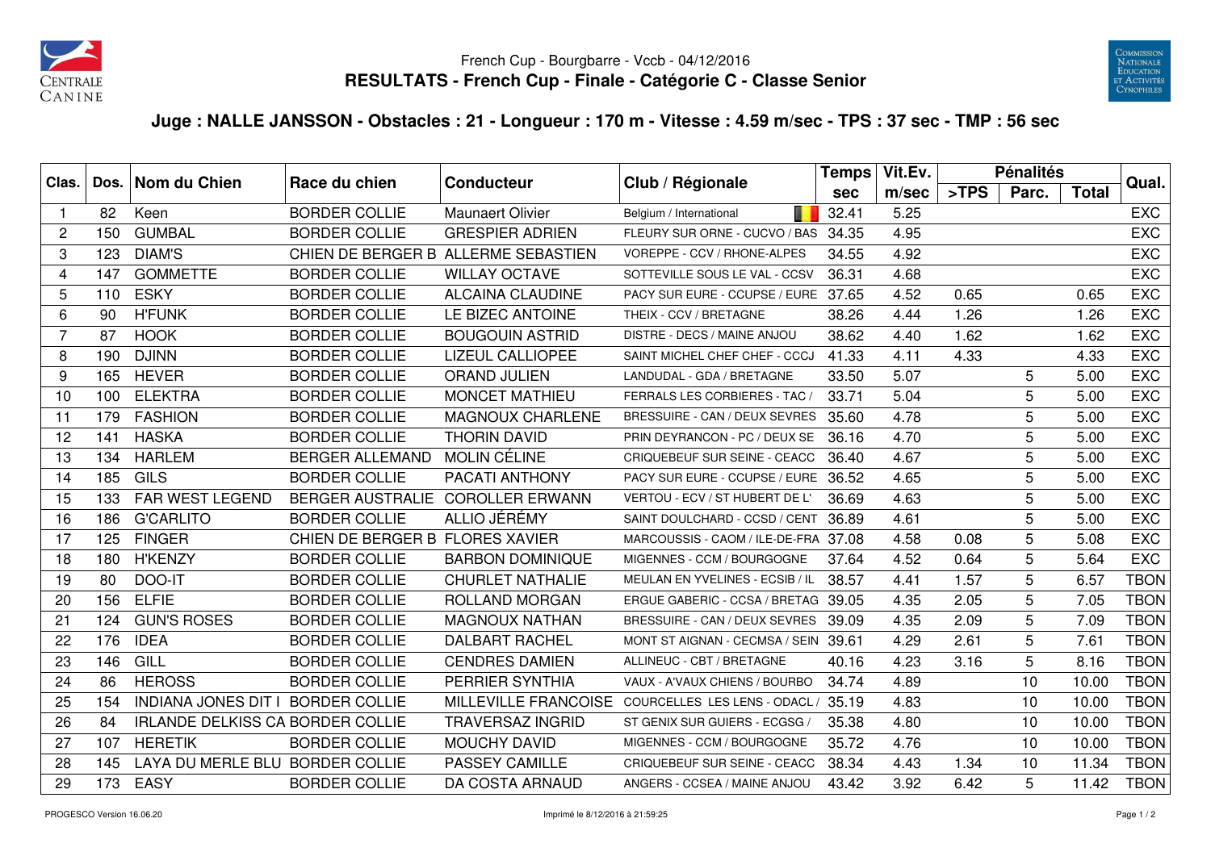French Cup - Bourgbarre - Vccb - 04/12/2016

**RESULTATS - French Cup - Finale - Catégorie C - Classe Senior**

## Juge : NALLE JANSSON - Obstacles : 21 - Longueur : 170 m - Vitesse : 4.59 m/sec - TPS : 37 sec - TMP : 56 sec

| Clas. | Dos. | Nom du Chien | Race du chien | Conducteur | Club / Régionale | Temps sec | Vit.Ev. m/sec | Pénalités >TPS | Parc. | Total | Qual. |
|---|---|---|---|---|---|---|---|---|---|---|---|
| 1 | 82 | Keen | BORDER COLLIE | Maunaert Olivier | Belgium / International | 32.41 | 5.25 | | | | EXC |
| 2 | 150 | GUMBAL | BORDER COLLIE | GRESPIER ADRIEN | FLEURY SUR ORNE - CUCVO / BAS | 34.35 | 4.95 | | | | EXC |
| 3 | 123 | DIAM'S | CHIEN DE BERGER B | ALLERME SEBASTIEN | VOREPPE - CCV / RHONE-ALPES | 34.55 | 4.92 | | | | EXC |
| 4 | 147 | GOMMETTE | BORDER COLLIE | WILLAY OCTAVE | SOTTEVILLE SOUS LE VAL - CCSV | 36.31 | 4.68 | | | | EXC |
| 5 | 110 | ESKY | BORDER COLLIE | ALCAINA CLAUDINE | PACY SUR EURE - CCUPSE / EURE | 37.65 | 4.52 | 0.65 | | 0.65 | EXC |
| 6 | 90 | H'FUNK | BORDER COLLIE | LE BIZEC ANTOINE | THEIX - CCV / BRETAGNE | 38.26 | 4.44 | 1.26 | | 1.26 | EXC |
| 7 | 87 | HOOK | BORDER COLLIE | BOUGOUIN ASTRID | DISTRE - DECS / MAINE ANJOU | 38.62 | 4.40 | 1.62 | | 1.62 | EXC |
| 8 | 190 | DJINN | BORDER COLLIE | LIZEUL CALLIOPEE | SAINT MICHEL CHEF CHEF - CCCJ | 41.33 | 4.11 | 4.33 | | 4.33 | EXC |
| 9 | 165 | HEVER | BORDER COLLIE | ORAND JULIEN | LANDUDAL - GDA / BRETAGNE | 33.50 | 5.07 | | 5 | 5.00 | EXC |
| 10 | 100 | ELEKTRA | BORDER COLLIE | MONCET MATHIEU | FERRALS LES CORBIERES - TAC / | 33.71 | 5.04 | | 5 | 5.00 | EXC |
| 11 | 179 | FASHION | BORDER COLLIE | MAGNOUX CHARLENE | BRESSUIRE - CAN / DEUX SEVRES | 35.60 | 4.78 | | 5 | 5.00 | EXC |
| 12 | 141 | HASKA | BORDER COLLIE | THORIN DAVID | PRIN DEYRANCON - PC / DEUX SE | 36.16 | 4.70 | | 5 | 5.00 | EXC |
| 13 | 134 | HARLEM | BERGER ALLEMAND | MOLIN CÉLINE | CRIQUEBEUF SUR SEINE - CEACC | 36.40 | 4.67 | | 5 | 5.00 | EXC |
| 14 | 185 | GILS | BORDER COLLIE | PACATI ANTHONY | PACY SUR EURE - CCUPSE / EURE | 36.52 | 4.65 | | 5 | 5.00 | EXC |
| 15 | 133 | FAR WEST LEGEND | BERGER AUSTRALIE | COROLLER ERWANN | VERTOU - ECV / ST HUBERT DE L' | 36.69 | 4.63 | | 5 | 5.00 | EXC |
| 16 | 186 | G'CARLITO | BORDER COLLIE | ALLIO JÉRÉMY | SAINT DOULCHARD - CCSD / CENT | 36.89 | 4.61 | | 5 | 5.00 | EXC |
| 17 | 125 | FINGER | CHIEN DE BERGER B | FLORES XAVIER | MARCOUSSIS - CAOM / ILE-DE-FRA | 37.08 | 4.58 | 0.08 | 5 | 5.08 | EXC |
| 18 | 180 | H'KENZY | BORDER COLLIE | BARBON DOMINIQUE | MIGENNES - CCM / BOURGOGNE | 37.64 | 4.52 | 0.64 | 5 | 5.64 | EXC |
| 19 | 80 | DOO-IT | BORDER COLLIE | CHURLET NATHALIE | MEULAN EN YVELINES - ECSIB / IL | 38.57 | 4.41 | 1.57 | 5 | 6.57 | TBON |
| 20 | 156 | ELFIE | BORDER COLLIE | ROLLAND MORGAN | ERGUE GABERIC - CCSA / BRETAG | 39.05 | 4.35 | 2.05 | 5 | 7.05 | TBON |
| 21 | 124 | GUN'S ROSES | BORDER COLLIE | MAGNOUX NATHAN | BRESSUIRE - CAN / DEUX SEVRES | 39.09 | 4.35 | 2.09 | 5 | 7.09 | TBON |
| 22 | 176 | IDEA | BORDER COLLIE | DALBART RACHEL | MONT ST AIGNAN - CECMSA / SEIN | 39.61 | 4.29 | 2.61 | 5 | 7.61 | TBON |
| 23 | 146 | GILL | BORDER COLLIE | CENDRES DAMIEN | ALLINEUC - CBT / BRETAGNE | 40.16 | 4.23 | 3.16 | 5 | 8.16 | TBON |
| 24 | 86 | HEROSS | BORDER COLLIE | PERRIER SYNTHIA | VAUX - A'VAUX CHIENS / BOURBO | 34.74 | 4.89 | | 10 | 10.00 | TBON |
| 25 | 154 | INDIANA JONES DIT I | BORDER COLLIE | MILLEVILLE FRANCOISE | COURCELLES LES LENS - ODACL / | 35.19 | 4.83 | | 10 | 10.00 | TBON |
| 26 | 84 | IRLANDE DELKISS CA | BORDER COLLIE | TRAVERSAZ INGRID | ST GENIX SUR GUIERS - ECGSG / | 35.38 | 4.80 | | 10 | 10.00 | TBON |
| 27 | 107 | HERETIK | BORDER COLLIE | MOUCHY DAVID | MIGENNES - CCM / BOURGOGNE | 35.72 | 4.76 | | 10 | 10.00 | TBON |
| 28 | 145 | LAYA DU MERLE BLU | BORDER COLLIE | PASSEY CAMILLE | CRIQUEBEUF SUR SEINE - CEACC | 38.34 | 4.43 | 1.34 | 10 | 11.34 | TBON |
| 29 | 173 | EASY | BORDER COLLIE | DA COSTA ARNAUD | ANGERS - CCSEA / MAINE ANJOU | 43.42 | 3.92 | 6.42 | 5 | 11.42 | TBON |

PROGESCO Version 16.06.20 — Imprimé le 8/12/2016 à 21:59:25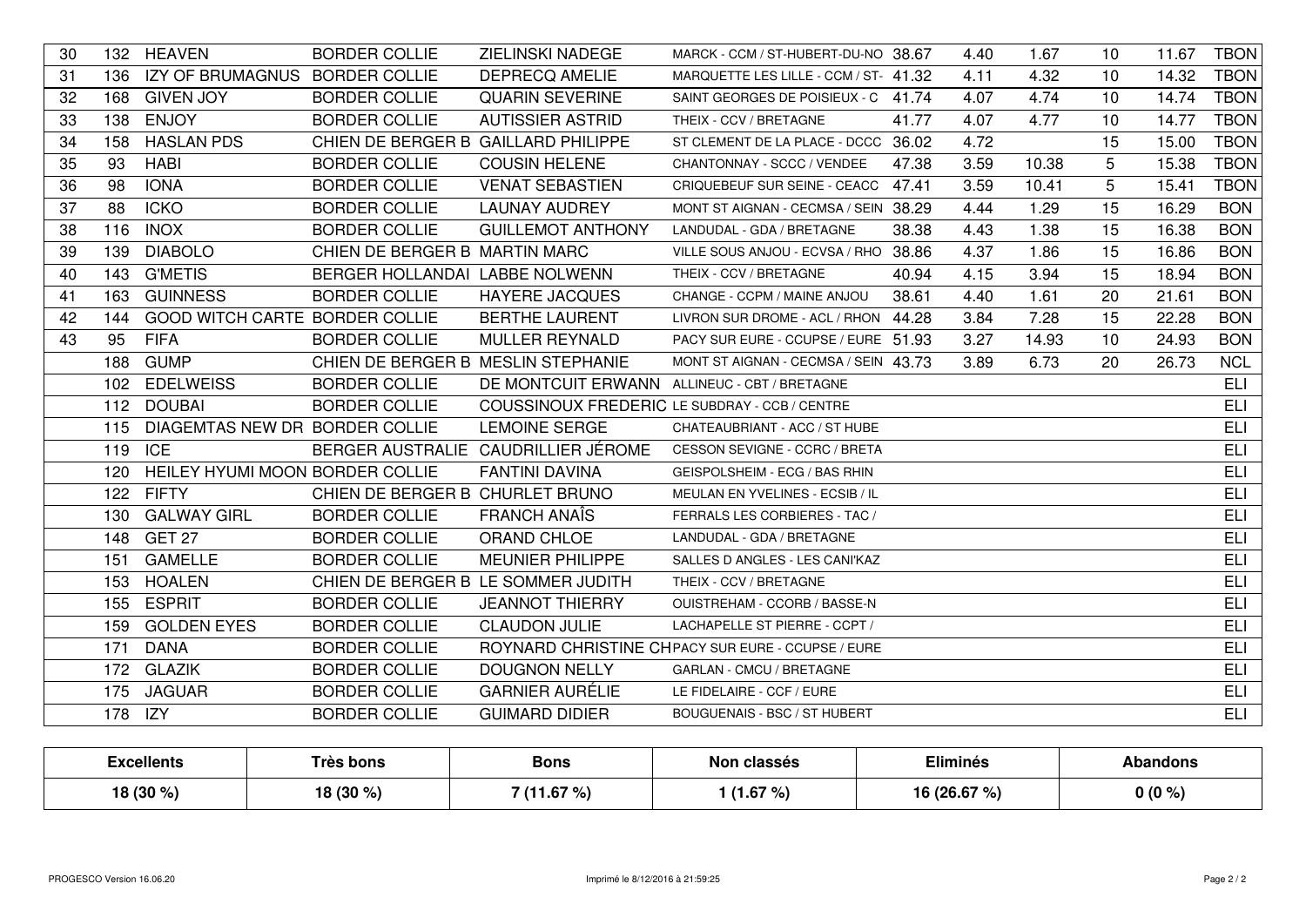| | | | | | | | | | | | |
|---|---|---|---|---|---|---|---|---|---|---|---|
| 30 | 132 | HEAVEN | BORDER COLLIE | ZIELINSKI NADEGE | MARCK - CCM / ST-HUBERT-DU-NO | 38.67 | 4.40 | 1.67 | 10 | 11.67 | TBON |
| 31 | 136 | IZY OF BRUMAGNUS | BORDER COLLIE | DEPRECQ AMELIE | MARQUETTE LES LILLE - CCM / ST- | 41.32 | 4.11 | 4.32 | 10 | 14.32 | TBON |
| 32 | 168 | GIVEN JOY | BORDER COLLIE | QUARIN SEVERINE | SAINT GEORGES DE POISIEUX - C | 41.74 | 4.07 | 4.74 | 10 | 14.74 | TBON |
| 33 | 138 | ENJOY | BORDER COLLIE | AUTISSIER ASTRID | THEIX - CCV / BRETAGNE | 41.77 | 4.07 | 4.77 | 10 | 14.77 | TBON |
| 34 | 158 | HASLAN PDS | CHIEN DE BERGER B | GAILLARD PHILIPPE | ST CLEMENT DE LA PLACE - DCCC | 36.02 | 4.72 | | 15 | 15.00 | TBON |
| 35 | 93 | HABI | BORDER COLLIE | COUSIN HELENE | CHANTONNAY - SCCC / VENDEE | 47.38 | 3.59 | 10.38 | 5 | 15.38 | TBON |
| 36 | 98 | IONA | BORDER COLLIE | VENAT SEBASTIEN | CRIQUEBEUF SUR SEINE - CEACC | 47.41 | 3.59 | 10.41 | 5 | 15.41 | TBON |
| 37 | 88 | ICKO | BORDER COLLIE | LAUNAY AUDREY | MONT ST AIGNAN - CECMSA / SEIN | 38.29 | 4.44 | 1.29 | 15 | 16.29 | BON |
| 38 | 116 | INOX | BORDER COLLIE | GUILLEMOT ANTHONY | LANDUDAL - GDA / BRETAGNE | 38.38 | 4.43 | 1.38 | 15 | 16.38 | BON |
| 39 | 139 | DIABOLO | CHIEN DE BERGER B | MARTIN MARC | VILLE SOUS ANJOU - ECVSA / RHO | 38.86 | 4.37 | 1.86 | 15 | 16.86 | BON |
| 40 | 143 | G'METIS | BERGER HOLLANDAI | LABBE NOLWENN | THEIX - CCV / BRETAGNE | 40.94 | 4.15 | 3.94 | 15 | 18.94 | BON |
| 41 | 163 | GUINNESS | BORDER COLLIE | HAYERE JACQUES | CHANGE - CCPM / MAINE ANJOU | 38.61 | 4.40 | 1.61 | 20 | 21.61 | BON |
| 42 | 144 | GOOD WITCH CARTE | BORDER COLLIE | BERTHE LAURENT | LIVRON SUR DROME - ACL / RHON | 44.28 | 3.84 | 7.28 | 15 | 22.28 | BON |
| 43 | 95 | FIFA | BORDER COLLIE | MULLER REYNALD | PACY SUR EURE - CCUPSE / EURE | 51.93 | 3.27 | 14.93 | 10 | 24.93 | BON |
| | 188 | GUMP | CHIEN DE BERGER B | MESLIN STEPHANIE | MONT ST AIGNAN - CECMSA / SEIN | 43.73 | 3.89 | 6.73 | 20 | 26.73 | NCL |
| | 102 | EDELWEISS | BORDER COLLIE | DE MONTCUIT ERWANN | ALLINEUC - CBT / BRETAGNE | | | | | | ELI |
| | 112 | DOUBAI | BORDER COLLIE | COUSSINOUX FREDERIC | LE SUBDRAY - CCB / CENTRE | | | | | | ELI |
| | 115 | DIAGEMTAS NEW DR | BORDER COLLIE | LEMOINE SERGE | CHATEAUBRIANT - ACC / ST HUBE | | | | | | ELI |
| | 119 | ICE | BERGER AUSTRALIE | CAUDRILLIER JÉROME | CESSON SEVIGNE - CCRC / BRETA | | | | | | ELI |
| | 120 | HEILEY HYUMI MOON | BORDER COLLIE | FANTINI DAVINA | GEISPOLSHEIM - ECG / BAS RHIN | | | | | | ELI |
| | 122 | FIFTY | CHIEN DE BERGER B | CHURLET BRUNO | MEULAN EN YVELINES - ECSIB / IL | | | | | | ELI |
| | 130 | GALWAY GIRL | BORDER COLLIE | FRANCH ANAÎS | FERRALS LES CORBIERES - TAC / | | | | | | ELI |
| | 148 | GET 27 | BORDER COLLIE | ORAND CHLOE | LANDUDAL - GDA / BRETAGNE | | | | | | ELI |
| | 151 | GAMELLE | BORDER COLLIE | MEUNIER PHILIPPE | SALLES D ANGLES - LES CANI'KAZ | | | | | | ELI |
| | 153 | HOALEN | CHIEN DE BERGER B | LE SOMMER JUDITH | THEIX - CCV / BRETAGNE | | | | | | ELI |
| | 155 | ESPRIT | BORDER COLLIE | JEANNOT THIERRY | OUISTREHAM - CCORB / BASSE-N | | | | | | ELI |
| | 159 | GOLDEN EYES | BORDER COLLIE | CLAUDON JULIE | LACHAPELLE ST PIERRE - CCPT / | | | | | | ELI |
| | 171 | DANA | BORDER COLLIE | ROYNARD CHRISTINE CH | PACY SUR EURE - CCUPSE / EURE | | | | | | ELI |
| | 172 | GLAZIK | BORDER COLLIE | DOUGNON NELLY | GARLAN - CMCU / BRETAGNE | | | | | | ELI |
| | 175 | JAGUAR | BORDER COLLIE | GARNIER AURÉLIE | LE FIDELAIRE - CCF / EURE | | | | | | ELI |
| | 178 | IZY | BORDER COLLIE | GUIMARD DIDIER | BOUGUENAIS - BSC / ST HUBERT | | | | | | ELI |

| Excellents | Très bons | Bons | Non classés | Eliminés | Abandons |
|---|---|---|---|---|---|
| 18 (30 %) | 18 (30 %) | 7 (11.67 %) | 1 (1.67 %) | 16 (26.67 %) | 0 (0 %) |

PROGESCO Version 16.06.20 — Imprimé le 8/12/2016 à 21:59:25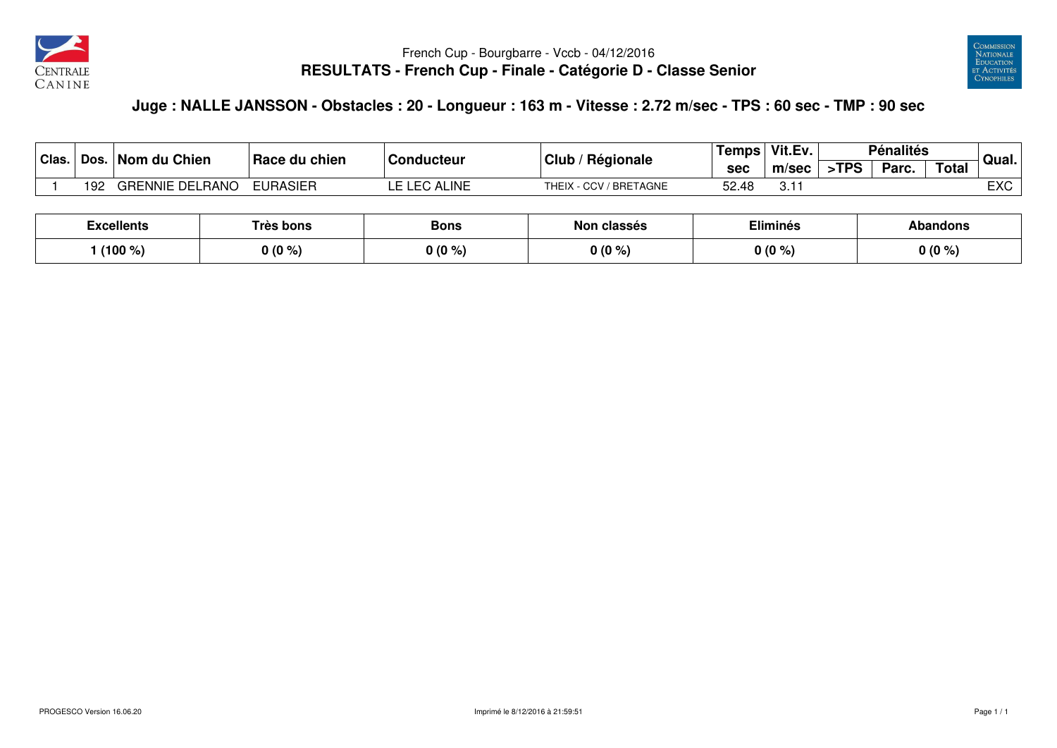French Cup - Bourgbarre - Vccb - 04/12/2016

# RESULTATS - French Cup - Finale - Catégorie D - Classe Senior

## Juge : NALLE JANSSON - Obstacles : 20 - Longueur : 163 m - Vitesse : 2.72 m/sec - TPS : 60 sec - TMP : 90 sec

| Clas. | Dos. | Nom du Chien | Race du chien | Conducteur | Club / Régionale | Temps | Vit.Ev. | Pénalités | | | Qual. |
|---|---|---|---|---|---|---|---|---|---|---|---|
| | | | | | | sec | m/sec | >TPS | Parc. | Total | |
| 1 | 192 | GRENNIE DELRANO | EURASIER | LE LEC ALINE | THEIX - CCV / BRETAGNE | 52.48 | 3.11 | | | | EXC |

| Excellents | Très bons | Bons | Non classés | Eliminés | Abandons |
|---|---|---|---|---|---|
| 1 (100 %) | 0 (0 %) | 0 (0 %) | 0 (0 %) | 0 (0 %) | 0 (0 %) |

PROGESCO Version 16.06.20

Imprimé le 8/12/2016 à 21:59:51